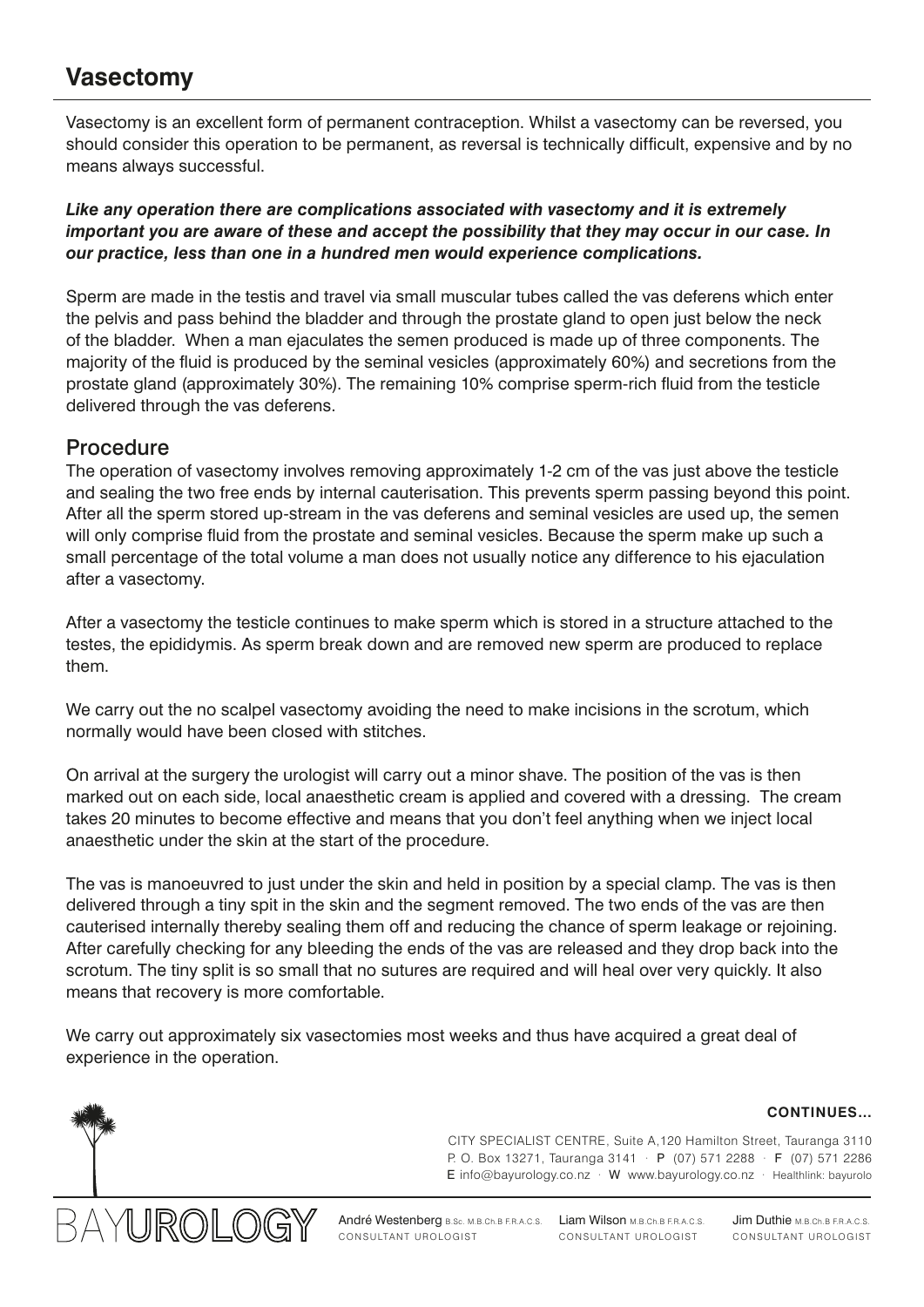# Vasectomy

Vasectomy is an excellent form of permanent contraception. Whilst a vasectomy can be reversed, you should consider this operation to be permanent, as reversal is technically difficult, expensive and by no means always successful.

***Like any operation there are complications associated with vasectomy and it is extremely important you are aware of these and accept the possibility that they may occur in our case. In our practice, less than one in a hundred men would experience complications.***

Sperm are made in the testis and travel via small muscular tubes called the vas deferens which enter the pelvis and pass behind the bladder and through the prostate gland to open just below the neck of the bladder. When a man ejaculates the semen produced is made up of three components. The majority of the fluid is produced by the seminal vesicles (approximately 60%) and secretions from the prostate gland (approximately 30%). The remaining 10% comprise sperm-rich fluid from the testicle delivered through the vas deferens.

## Procedure

The operation of vasectomy involves removing approximately 1-2 cm of the vas just above the testicle and sealing the two free ends by internal cauterisation. This prevents sperm passing beyond this point. After all the sperm stored up-stream in the vas deferens and seminal vesicles are used up, the semen will only comprise fluid from the prostate and seminal vesicles. Because the sperm make up such a small percentage of the total volume a man does not usually notice any difference to his ejaculation after a vasectomy.

After a vasectomy the testicle continues to make sperm which is stored in a structure attached to the testes, the epididymis. As sperm break down and are removed new sperm are produced to replace them.

We carry out the no scalpel vasectomy avoiding the need to make incisions in the scrotum, which normally would have been closed with stitches.

On arrival at the surgery the urologist will carry out a minor shave. The position of the vas is then marked out on each side, local anaesthetic cream is applied and covered with a dressing. The cream takes 20 minutes to become effective and means that you don't feel anything when we inject local anaesthetic under the skin at the start of the procedure.

The vas is manoeuvred to just under the skin and held in position by a special clamp. The vas is then delivered through a tiny spit in the skin and the segment removed. The two ends of the vas are then cauterised internally thereby sealing them off and reducing the chance of sperm leakage or rejoining. After carefully checking for any bleeding the ends of the vas are released and they drop back into the scrotum. The tiny split is so small that no sutures are required and will heal over very quickly. It also means that recovery is more comfortable.

We carry out approximately six vasectomies most weeks and thus have acquired a great deal of experience in the operation.

**CONTINUES...**

CITY SPECIALIST CENTRE, Suite A,120 Hamilton Street, Tauranga 3110
P. O. Box 13271, Tauranga 3141 · P (07) 571 2288 · F (07) 571 2286
E info@bayurology.co.nz · W www.bayurology.co.nz · Healthlink: bayurolo

BAYUROLOGY

André Westenberg B.Sc. M.B.Ch.B F.R.A.C.S. CONSULTANT UROLOGIST

Liam Wilson M.B.Ch.B F.R.A.C.S. CONSULTANT UROLOGIST

Jim Duthie M.B.Ch.B F.R.A.C.S. CONSULTANT UROLOGIST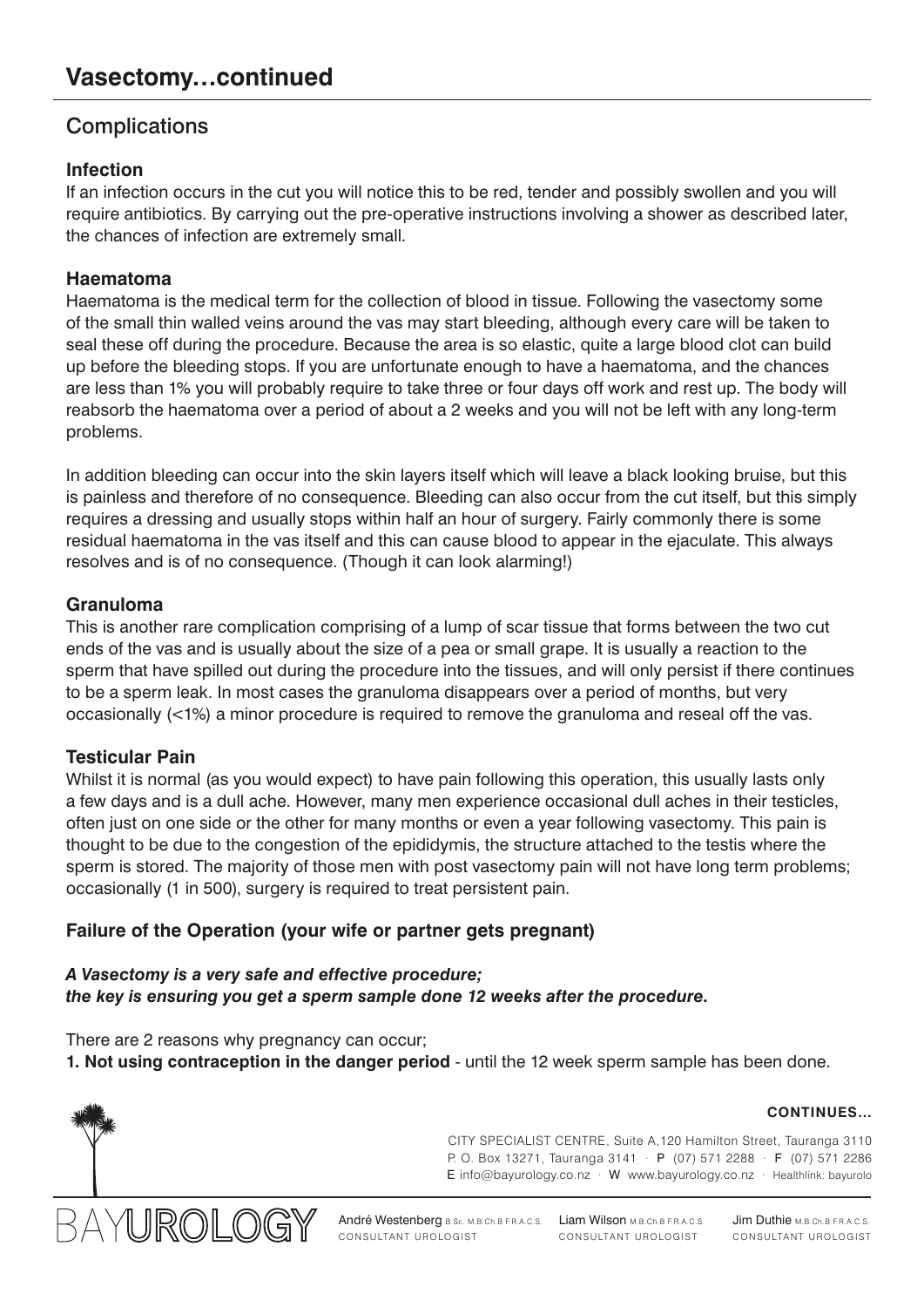# Vasectomy…continued

## Complications

### Infection

If an infection occurs in the cut you will notice this to be red, tender and possibly swollen and you will require antibiotics. By carrying out the pre-operative instructions involving a shower as described later, the chances of infection are extremely small.

### Haematoma

Haematoma is the medical term for the collection of blood in tissue. Following the vasectomy some of the small thin walled veins around the vas may start bleeding, although every care will be taken to seal these off during the procedure. Because the area is so elastic, quite a large blood clot can build up before the bleeding stops. If you are unfortunate enough to have a haematoma, and the chances are less than 1% you will probably require to take three or four days off work and rest up. The body will reabsorb the haematoma over a period of about a 2 weeks and you will not be left with any long-term problems.

In addition bleeding can occur into the skin layers itself which will leave a black looking bruise, but this is painless and therefore of no consequence. Bleeding can also occur from the cut itself, but this simply requires a dressing and usually stops within half an hour of surgery. Fairly commonly there is some residual haematoma in the vas itself and this can cause blood to appear in the ejaculate. This always resolves and is of no consequence. (Though it can look alarming!)

### Granuloma

This is another rare complication comprising of a lump of scar tissue that forms between the two cut ends of the vas and is usually about the size of a pea or small grape. It is usually a reaction to the sperm that have spilled out during the procedure into the tissues, and will only persist if there continues to be a sperm leak. In most cases the granuloma disappears over a period of months, but very occasionally (<1%) a minor procedure is required to remove the granuloma and reseal off the vas.

### Testicular Pain

Whilst it is normal (as you would expect) to have pain following this operation, this usually lasts only a few days and is a dull ache. However, many men experience occasional dull aches in their testicles, often just on one side or the other for many months or even a year following vasectomy. This pain is thought to be due to the congestion of the epididymis, the structure attached to the testis where the sperm is stored. The majority of those men with post vasectomy pain will not have long term problems; occasionally (1 in 500), surgery is required to treat persistent pain.

### Failure of the Operation (your wife or partner gets pregnant)

***A Vasectomy is a very safe and effective procedure;***
***the key is ensuring you get a sperm sample done 12 weeks after the procedure.***

There are 2 reasons why pregnancy can occur;

**1. Not using contraception in the danger period** - until the 12 week sperm sample has been done.

**CONTINUES…**

CITY SPECIALIST CENTRE, Suite A,120 Hamilton Street, Tauranga 3110
P. O. Box 13271, Tauranga 3141 · P (07) 571 2288 · F (07) 571 2286
E info@bayurology.co.nz · W www.bayurology.co.nz · Healthlink: bayurolo

BAYUROLOGY

André Westenberg B.Sc. M.B.Ch.B F.R.A.C.S. CONSULTANT UROLOGIST
Liam Wilson M.B.Ch.B F.R.A.C.S. CONSULTANT UROLOGIST
Jim Duthie M.B.Ch.B F.R.A.C.S. CONSULTANT UROLOGIST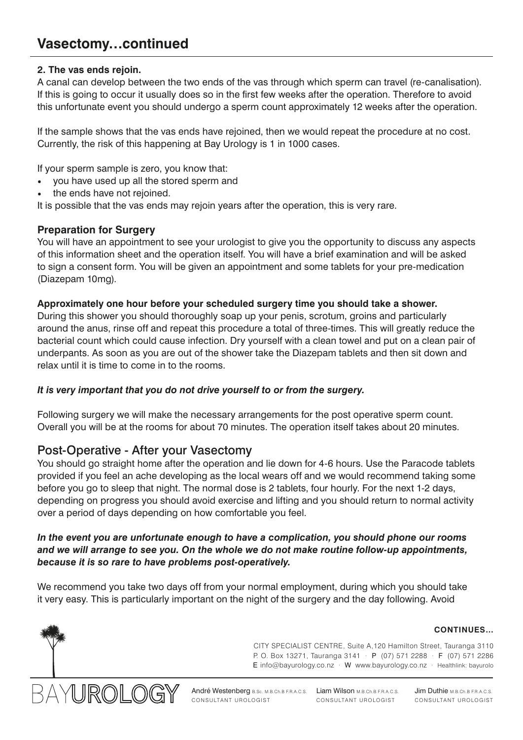# Vasectomy…continued

**2. The vas ends rejoin.**
A canal can develop between the two ends of the vas through which sperm can travel (re-canalisation). If this is going to occur it usually does so in the first few weeks after the operation. Therefore to avoid this unfortunate event you should undergo a sperm count approximately 12 weeks after the operation.

If the sample shows that the vas ends have rejoined, then we would repeat the procedure at no cost. Currently, the risk of this happening at Bay Urology is 1 in 1000 cases.

If your sperm sample is zero, you know that:

- you have used up all the stored sperm and
- the ends have not rejoined.

It is possible that the vas ends may rejoin years after the operation, this is very rare.

### Preparation for Surgery

You will have an appointment to see your urologist to give you the opportunity to discuss any aspects of this information sheet and the operation itself. You will have a brief examination and will be asked to sign a consent form. You will be given an appointment and some tablets for your pre-medication (Diazepam 10mg).

**Approximately one hour before your scheduled surgery time you should take a shower.**
During this shower you should thoroughly soap up your penis, scrotum, groins and particularly around the anus, rinse off and repeat this procedure a total of three-times. This will greatly reduce the bacterial count which could cause infection. Dry yourself with a clean towel and put on a clean pair of underpants. As soon as you are out of the shower take the Diazepam tablets and then sit down and relax until it is time to come in to the rooms.

***It is very important that you do not drive yourself to or from the surgery.***

Following surgery we will make the necessary arrangements for the post operative sperm count. Overall you will be at the rooms for about 70 minutes. The operation itself takes about 20 minutes.

## Post-Operative - After your Vasectomy

You should go straight home after the operation and lie down for 4-6 hours. Use the Paracode tablets provided if you feel an ache developing as the local wears off and we would recommend taking some before you go to sleep that night. The normal dose is 2 tablets, four hourly. For the next 1-2 days, depending on progress you should avoid exercise and lifting and you should return to normal activity over a period of days depending on how comfortable you feel.

***In the event you are unfortunate enough to have a complication, you should phone our rooms and we will arrange to see you. On the whole we do not make routine follow-up appointments, because it is so rare to have problems post-operatively.***

We recommend you take two days off from your normal employment, during which you should take it very easy. This is particularly important on the night of the surgery and the day following. Avoid

**CONTINUES...**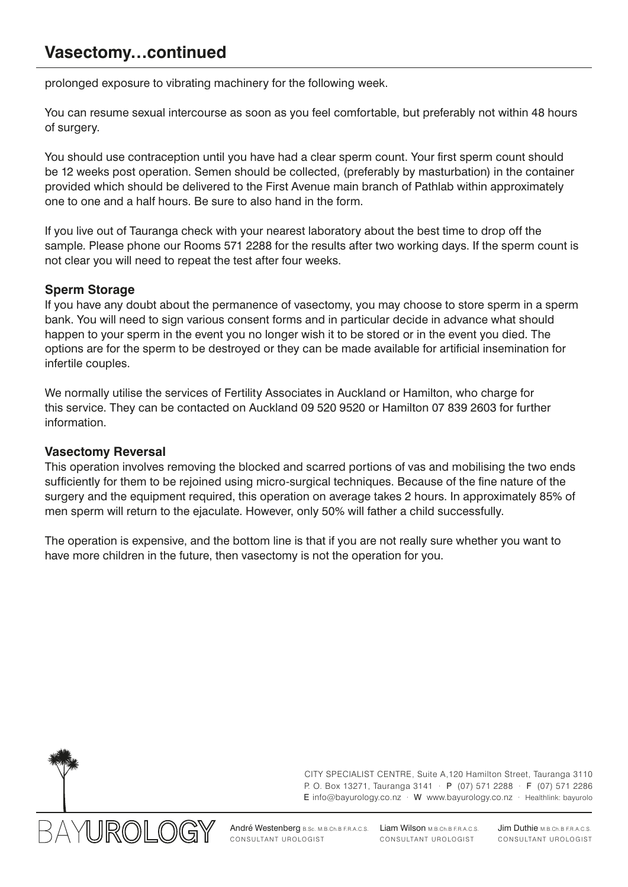# Vasectomy…continued

prolonged exposure to vibrating machinery for the following week.

You can resume sexual intercourse as soon as you feel comfortable, but preferably not within 48 hours of surgery.

You should use contraception until you have had a clear sperm count. Your first sperm count should be 12 weeks post operation. Semen should be collected, (preferably by masturbation) in the container provided which should be delivered to the First Avenue main branch of Pathlab within approximately one to one and a half hours. Be sure to also hand in the form.

If you live out of Tauranga check with your nearest laboratory about the best time to drop off the sample. Please phone our Rooms 571 2288 for the results after two working days. If the sperm count is not clear you will need to repeat the test after four weeks.

### Sperm Storage

If you have any doubt about the permanence of vasectomy, you may choose to store sperm in a sperm bank. You will need to sign various consent forms and in particular decide in advance what should happen to your sperm in the event you no longer wish it to be stored or in the event you died. The options are for the sperm to be destroyed or they can be made available for artificial insemination for infertile couples.

We normally utilise the services of Fertility Associates in Auckland or Hamilton, who charge for this service. They can be contacted on Auckland 09 520 9520 or Hamilton 07 839 2603 for further information.

### Vasectomy Reversal

This operation involves removing the blocked and scarred portions of vas and mobilising the two ends sufficiently for them to be rejoined using micro-surgical techniques. Because of the fine nature of the surgery and the equipment required, this operation on average takes 2 hours. In approximately 85% of men sperm will return to the ejaculate. However, only 50% will father a child successfully.

The operation is expensive, and the bottom line is that if you are not really sure whether you want to have more children in the future, then vasectomy is not the operation for you.